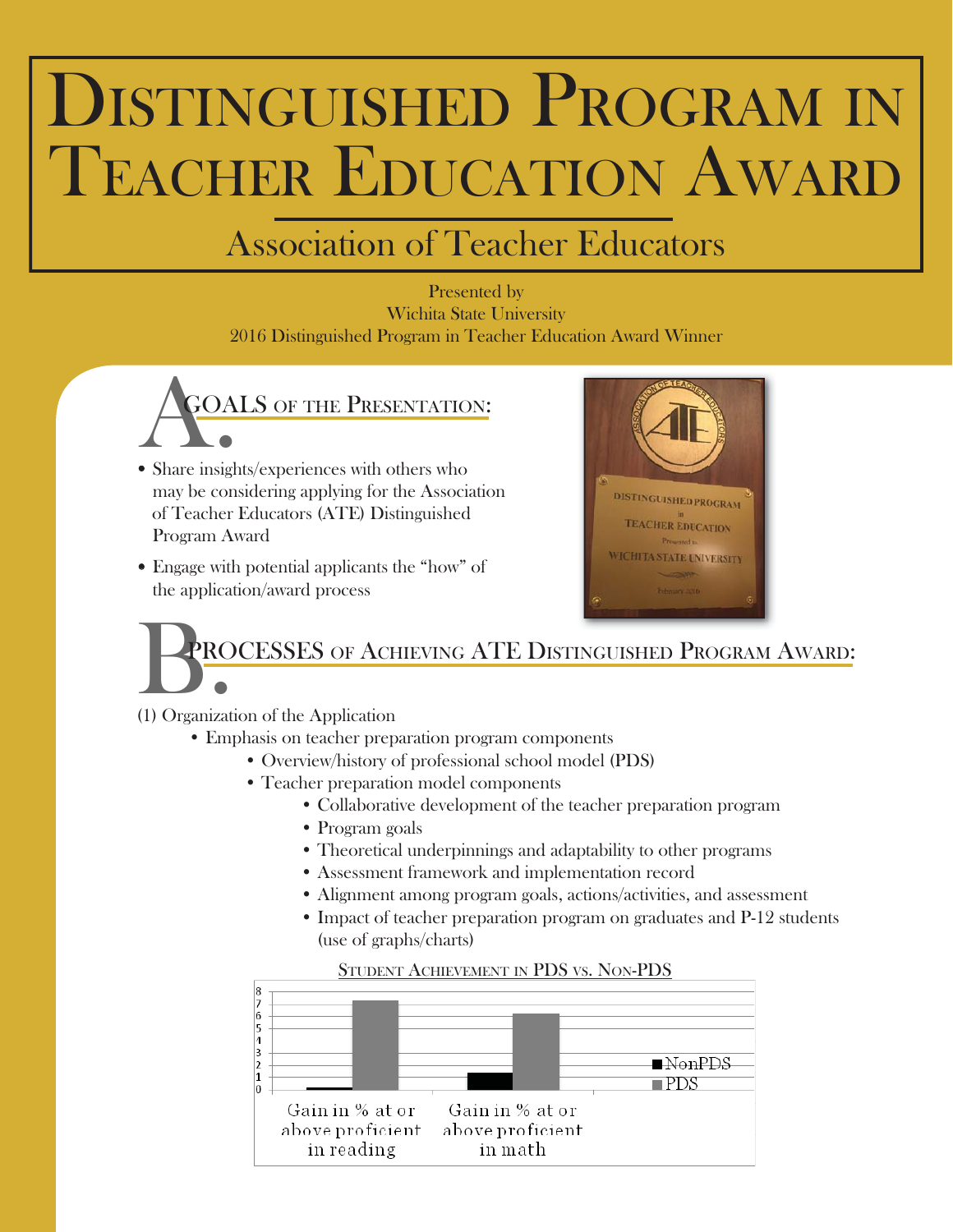# Distinguished Program in Teacher Education Award

## Association of Teacher Educators

Presented by
Wichita State University
2016 Distinguished Program in Teacher Education Award Winner

## A. Goals of the Presentation:

- Share insights/experiences with others who may be considering applying for the Association of Teacher Educators (ATE) Distinguished Program Award
- Engage with potential applicants the "how" of the application/award process

## B. Processes of Achieving ATE Distinguished Program Award:

(1) Organization of the Application

- Emphasis on teacher preparation program components
  - Overview/history of professional school model (PDS)
  - Teacher preparation model components
    - Collaborative development of the teacher preparation program
    - Program goals
    - Theoretical underpinnings and adaptability to other programs
    - Assessment framework and implementation record
    - Alignment among program goals, actions/activities, and assessment
    - Impact of teacher preparation program on graduates and P-12 students (use of graphs/charts)

Student Achievement in PDS vs. Non-PDS

| | NonPDS | PDS |
|---|---|---|
| Gain in % at or above proficient in reading | ~0.2 | ~7.3 |
| Gain in % at or above proficient in math | ~1.4 | ~6.2 |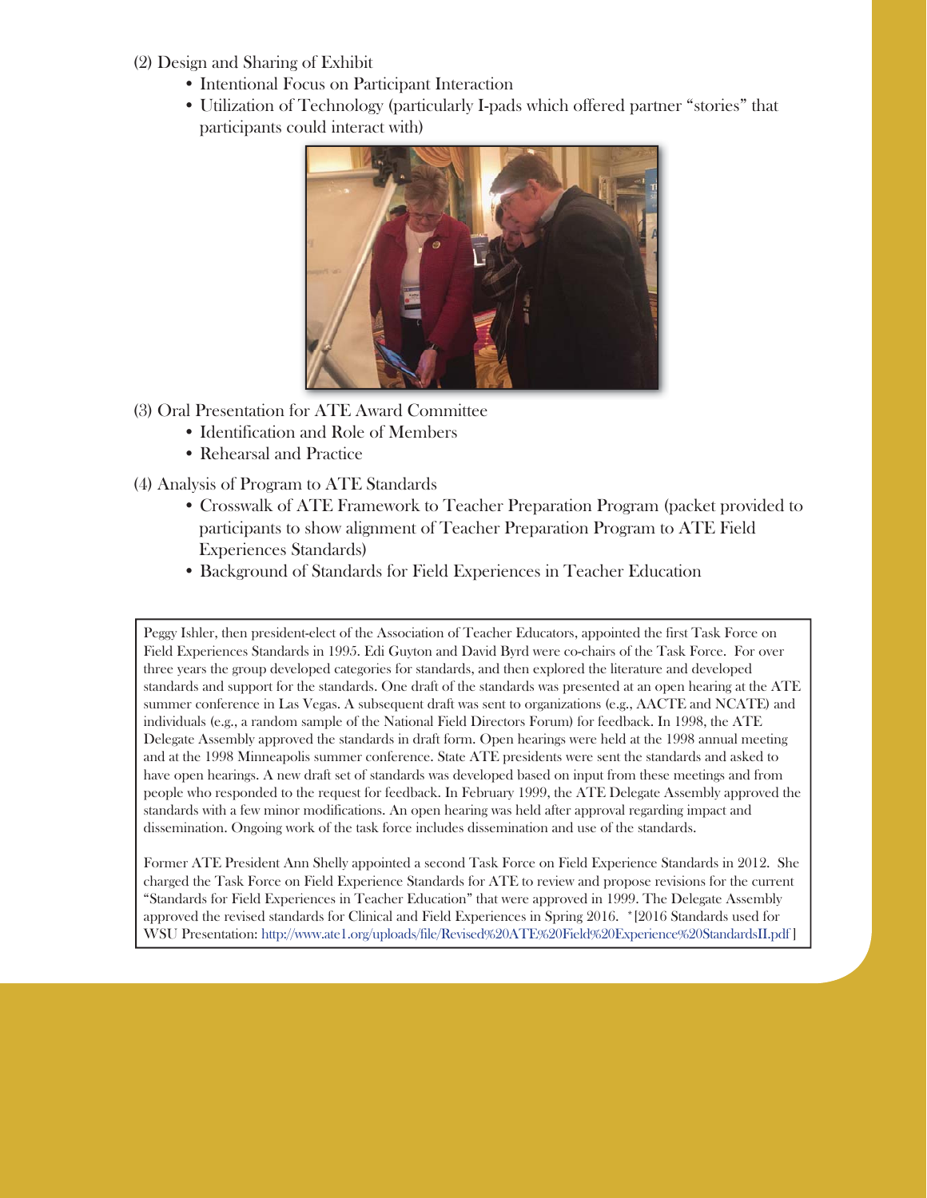(2) Design and Sharing of Exhibit

- Intentional Focus on Participant Interaction
- Utilization of Technology (particularly I-pads which offered partner "stories" that participants could interact with)

(3) Oral Presentation for ATE Award Committee

- Identification and Role of Members
- Rehearsal and Practice

(4) Analysis of Program to ATE Standards

- Crosswalk of ATE Framework to Teacher Preparation Program (packet provided to participants to show alignment of Teacher Preparation Program to ATE Field Experiences Standards)
- Background of Standards for Field Experiences in Teacher Education

Peggy Ishler, then president-elect of the Association of Teacher Educators, appointed the first Task Force on Field Experiences Standards in 1995. Edi Guyton and David Byrd were co-chairs of the Task Force. For over three years the group developed categories for standards, and then explored the literature and developed standards and support for the standards. One draft of the standards was presented at an open hearing at the ATE summer conference in Las Vegas. A subsequent draft was sent to organizations (e.g., AACTE and NCATE) and individuals (e.g., a random sample of the National Field Directors Forum) for feedback. In 1998, the ATE Delegate Assembly approved the standards in draft form. Open hearings were held at the 1998 annual meeting and at the 1998 Minneapolis summer conference. State ATE presidents were sent the standards and asked to have open hearings. A new draft set of standards was developed based on input from these meetings and from people who responded to the request for feedback. In February 1999, the ATE Delegate Assembly approved the standards with a few minor modifications. An open hearing was held after approval regarding impact and dissemination. Ongoing work of the task force includes dissemination and use of the standards.

Former ATE President Ann Shelly appointed a second Task Force on Field Experience Standards in 2012. She charged the Task Force on Field Experience Standards for ATE to review and propose revisions for the current "Standards for Field Experiences in Teacher Education" that were approved in 1999. The Delegate Assembly approved the revised standards for Clinical and Field Experiences in Spring 2016. *[2016 Standards used for WSU Presentation: http://www.ate1.org/uploads/file/Revised%20ATE%20Field%20Experience%20StandardsII.pdf ]